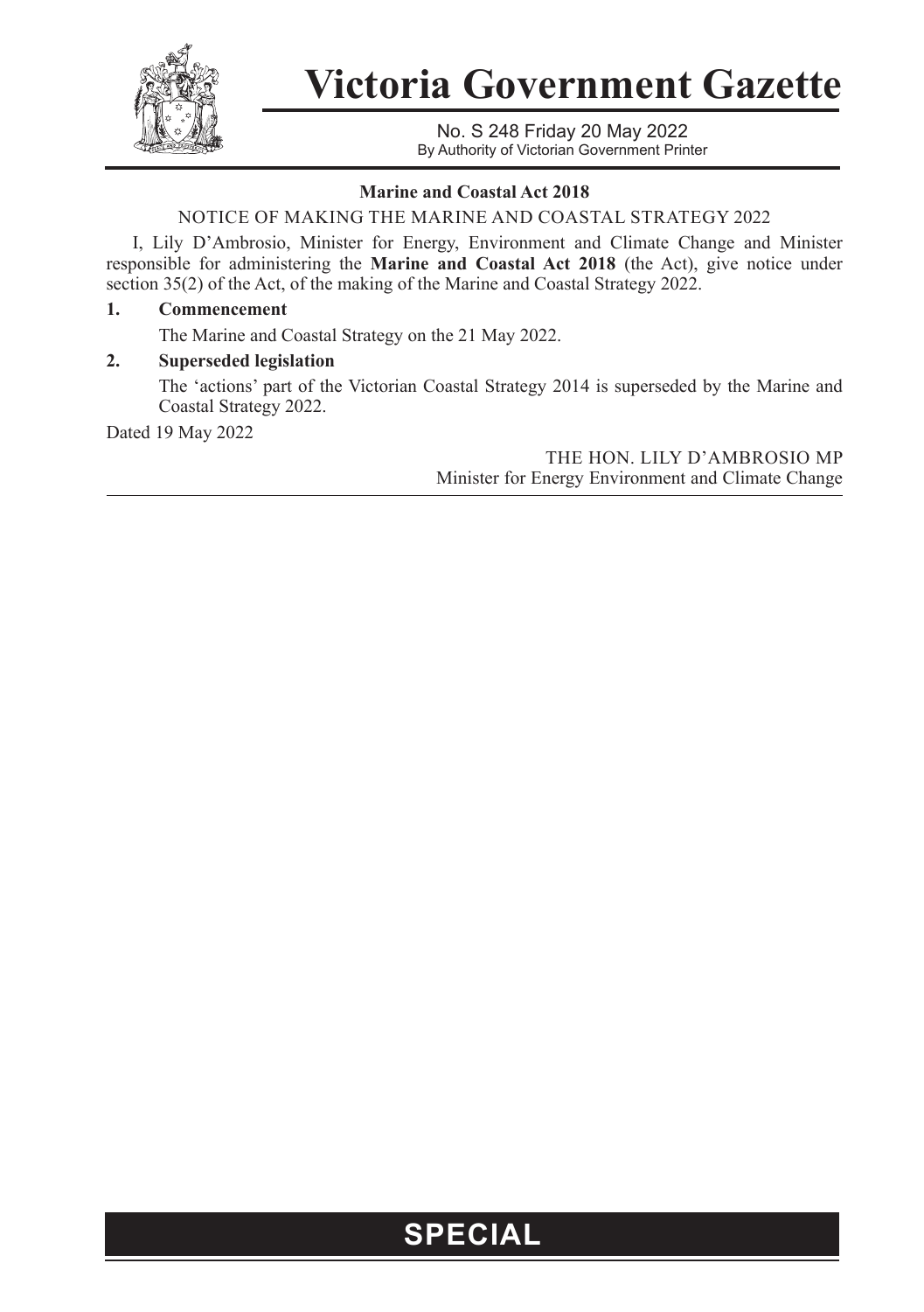# Victoria Government Gazette

No. S 248 Friday 20 May 2022
By Authority of Victorian Government Printer

**Marine and Coastal Act 2018**

NOTICE OF MAKING THE MARINE AND COASTAL STRATEGY 2022

I, Lily D'Ambrosio, Minister for Energy, Environment and Climate Change and Minister responsible for administering the **Marine and Coastal Act 2018** (the Act), give notice under section 35(2) of the Act, of the making of the Marine and Coastal Strategy 2022.

**1. Commencement**

The Marine and Coastal Strategy on the 21 May 2022.

**2. Superseded legislation**

The 'actions' part of the Victorian Coastal Strategy 2014 is superseded by the Marine and Coastal Strategy 2022.

Dated 19 May 2022

THE HON. LILY D'AMBROSIO MP
Minister for Energy Environment and Climate Change

**SPECIAL**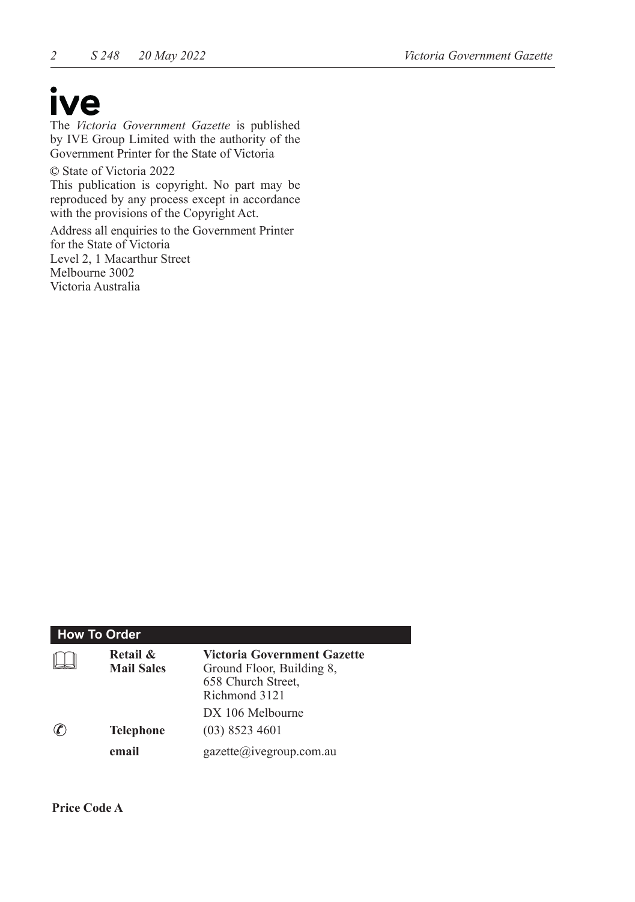ive

The *Victoria Government Gazette* is published by IVE Group Limited with the authority of the Government Printer for the State of Victoria

© State of Victoria 2022

This publication is copyright. No part may be reproduced by any process except in accordance with the provisions of the Copyright Act.

Address all enquiries to the Government Printer for the State of Victoria
Level 2, 1 Macarthur Street
Melbourne 3002
Victoria Australia

## How To Order

| | | |
|---|---|---|
| **Retail & Mail Sales** | **Victoria Government Gazette** | |
| | Ground Floor, Building 8, 658 Church Street, Richmond 3121 | |
| | DX 106 Melbourne | |
| **Telephone** | (03) 8523 4601 | |
| **email** | gazette@ivegroup.com.au | |

**Price Code A**